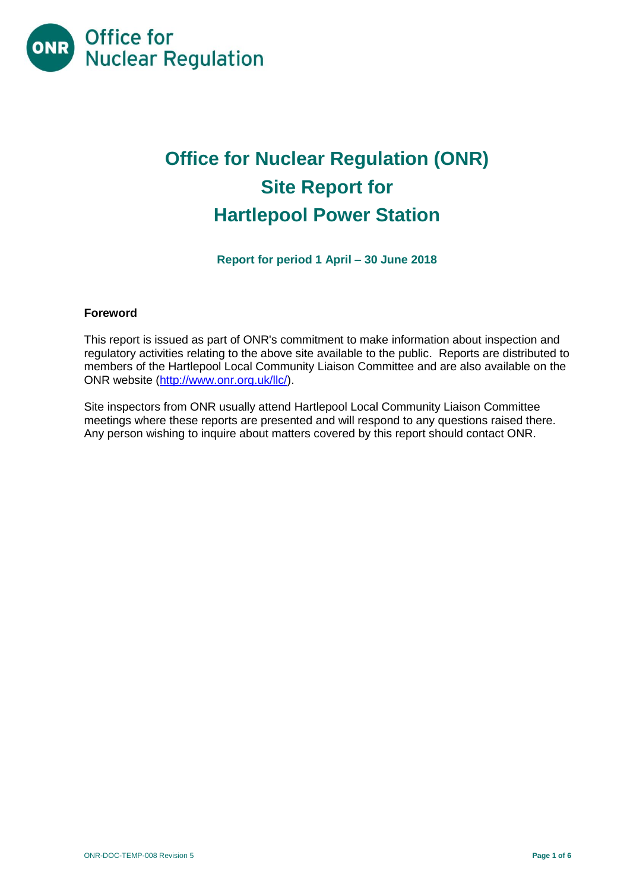Office for Nuclear Regulation

# Office for Nuclear Regulation (ONR) Site Report for Hartlepool Power Station

**Report for period 1 April – 30 June 2018**

**Foreword**

This report is issued as part of ONR's commitment to make information about inspection and regulatory activities relating to the above site available to the public. Reports are distributed to members of the Hartlepool Local Community Liaison Committee and are also available on the ONR website (http://www.onr.org.uk/llc/).

Site inspectors from ONR usually attend Hartlepool Local Community Liaison Committee meetings where these reports are presented and will respond to any questions raised there. Any person wishing to inquire about matters covered by this report should contact ONR.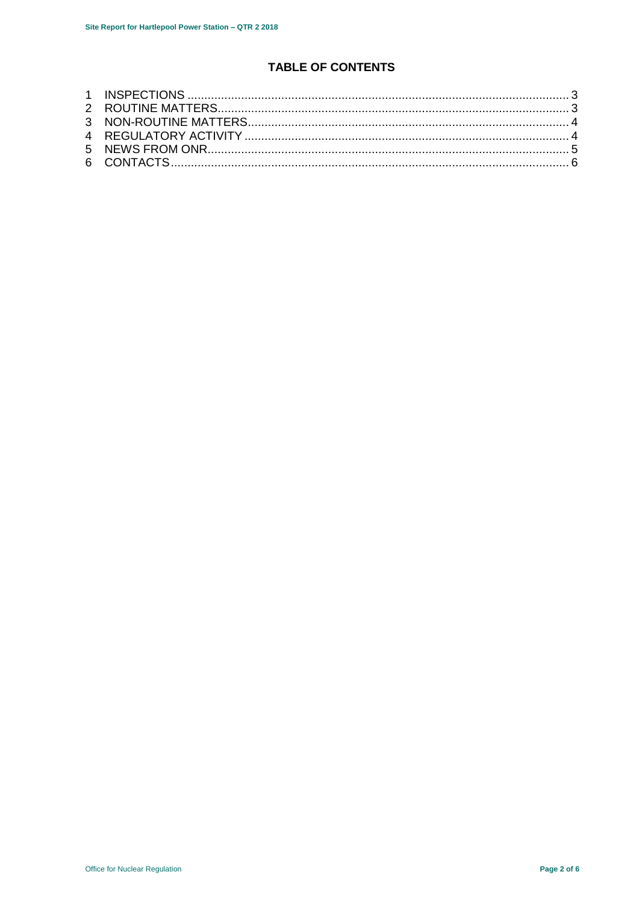## TABLE OF CONTENTS

1 INSPECTIONS ..... 3
2 ROUTINE MATTERS ..... 3
3 NON-ROUTINE MATTERS ..... 4
4 REGULATORY ACTIVITY ..... 4
5 NEWS FROM ONR ..... 5
6 CONTACTS ..... 6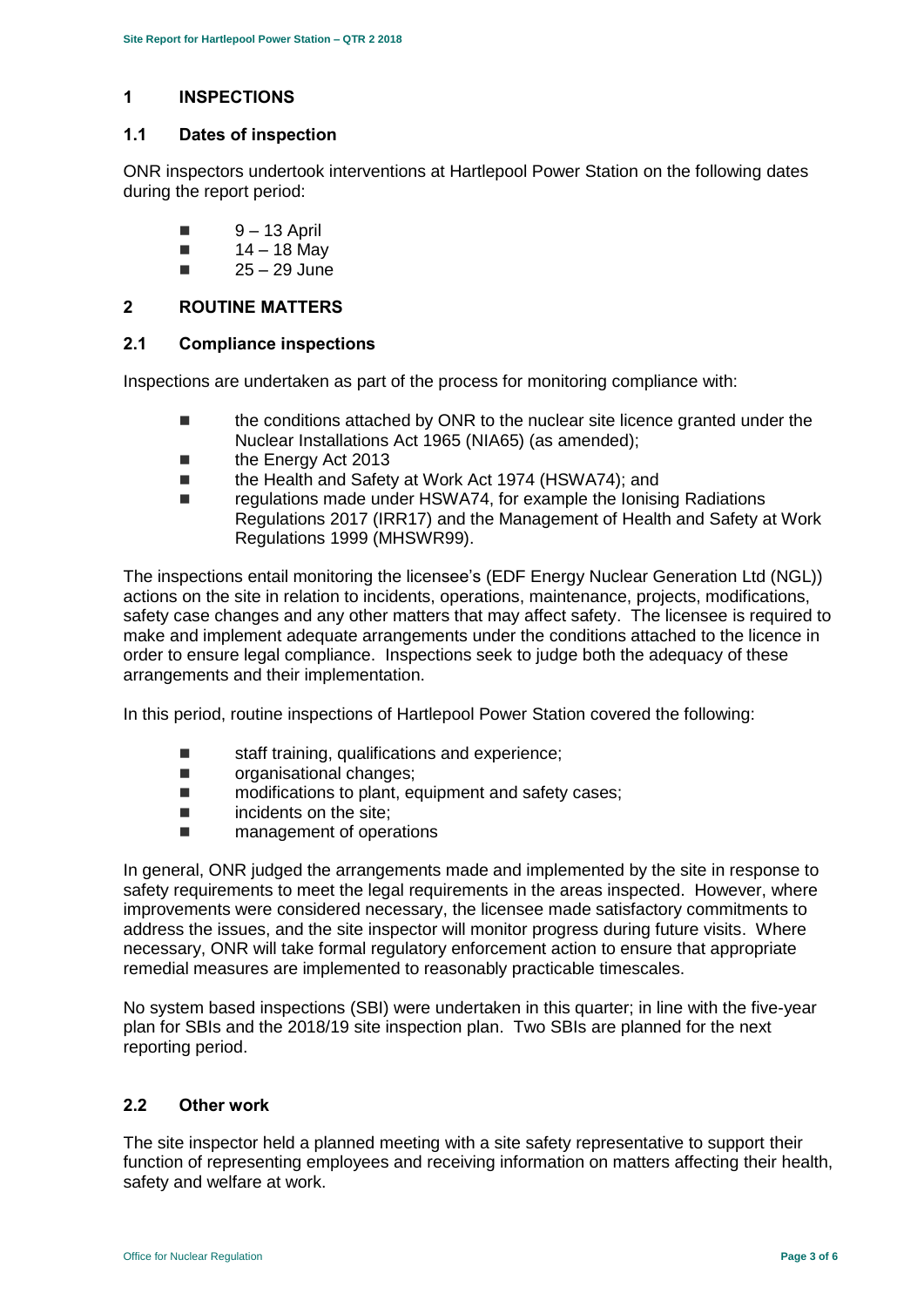## 1 INSPECTIONS

### 1.1 Dates of inspection

ONR inspectors undertook interventions at Hartlepool Power Station on the following dates during the report period:

- 9 – 13 April
- 14 – 18 May
- 25 – 29 June

## 2 ROUTINE MATTERS

### 2.1 Compliance inspections

Inspections are undertaken as part of the process for monitoring compliance with:

- the conditions attached by ONR to the nuclear site licence granted under the Nuclear Installations Act 1965 (NIA65) (as amended);
- the Energy Act 2013
- the Health and Safety at Work Act 1974 (HSWA74); and
- regulations made under HSWA74, for example the Ionising Radiations Regulations 2017 (IRR17) and the Management of Health and Safety at Work Regulations 1999 (MHSWR99).

The inspections entail monitoring the licensee's (EDF Energy Nuclear Generation Ltd (NGL)) actions on the site in relation to incidents, operations, maintenance, projects, modifications, safety case changes and any other matters that may affect safety. The licensee is required to make and implement adequate arrangements under the conditions attached to the licence in order to ensure legal compliance. Inspections seek to judge both the adequacy of these arrangements and their implementation.

In this period, routine inspections of Hartlepool Power Station covered the following:

- staff training, qualifications and experience;
- organisational changes;
- modifications to plant, equipment and safety cases;
- incidents on the site;
- management of operations

In general, ONR judged the arrangements made and implemented by the site in response to safety requirements to meet the legal requirements in the areas inspected. However, where improvements were considered necessary, the licensee made satisfactory commitments to address the issues, and the site inspector will monitor progress during future visits. Where necessary, ONR will take formal regulatory enforcement action to ensure that appropriate remedial measures are implemented to reasonably practicable timescales.

No system based inspections (SBI) were undertaken in this quarter; in line with the five-year plan for SBIs and the 2018/19 site inspection plan. Two SBIs are planned for the next reporting period.

### 2.2 Other work

The site inspector held a planned meeting with a site safety representative to support their function of representing employees and receiving information on matters affecting their health, safety and welfare at work.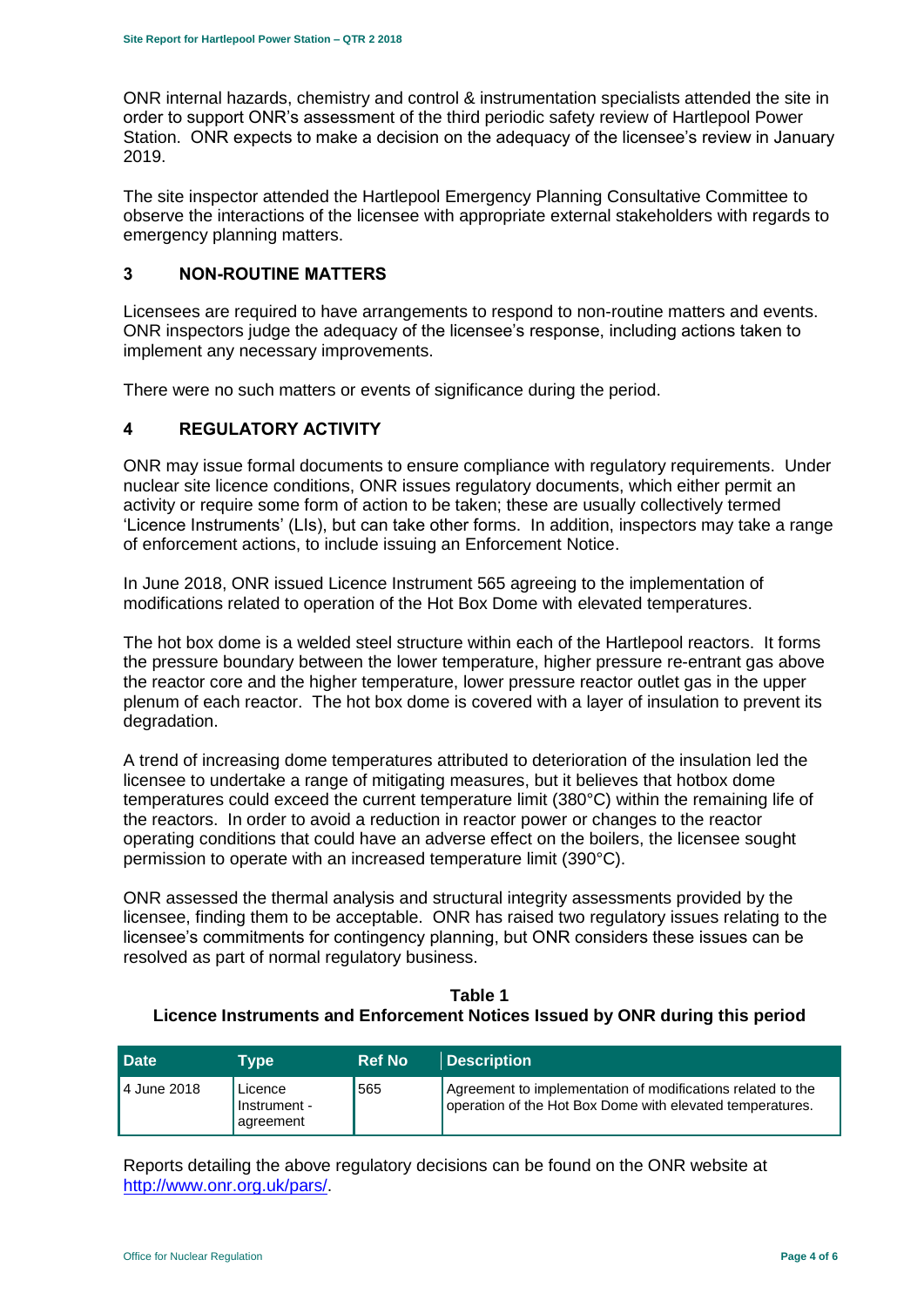ONR internal hazards, chemistry and control & instrumentation specialists attended the site in order to support ONR's assessment of the third periodic safety review of Hartlepool Power Station. ONR expects to make a decision on the adequacy of the licensee's review in January 2019.

The site inspector attended the Hartlepool Emergency Planning Consultative Committee to observe the interactions of the licensee with appropriate external stakeholders with regards to emergency planning matters.

## 3 NON-ROUTINE MATTERS

Licensees are required to have arrangements to respond to non-routine matters and events. ONR inspectors judge the adequacy of the licensee's response, including actions taken to implement any necessary improvements.

There were no such matters or events of significance during the period.

## 4 REGULATORY ACTIVITY

ONR may issue formal documents to ensure compliance with regulatory requirements. Under nuclear site licence conditions, ONR issues regulatory documents, which either permit an activity or require some form of action to be taken; these are usually collectively termed 'Licence Instruments' (LIs), but can take other forms. In addition, inspectors may take a range of enforcement actions, to include issuing an Enforcement Notice.

In June 2018, ONR issued Licence Instrument 565 agreeing to the implementation of modifications related to operation of the Hot Box Dome with elevated temperatures.

The hot box dome is a welded steel structure within each of the Hartlepool reactors. It forms the pressure boundary between the lower temperature, higher pressure re-entrant gas above the reactor core and the higher temperature, lower pressure reactor outlet gas in the upper plenum of each reactor. The hot box dome is covered with a layer of insulation to prevent its degradation.

A trend of increasing dome temperatures attributed to deterioration of the insulation led the licensee to undertake a range of mitigating measures, but it believes that hotbox dome temperatures could exceed the current temperature limit (380°C) within the remaining life of the reactors. In order to avoid a reduction in reactor power or changes to the reactor operating conditions that could have an adverse effect on the boilers, the licensee sought permission to operate with an increased temperature limit (390°C).

ONR assessed the thermal analysis and structural integrity assessments provided by the licensee, finding them to be acceptable. ONR has raised two regulatory issues relating to the licensee's commitments for contingency planning, but ONR considers these issues can be resolved as part of normal regulatory business.

**Table 1**
**Licence Instruments and Enforcement Notices Issued by ONR during this period**

| Date | Type | Ref No | Description |
|---|---|---|---|
| 4 June 2018 | Licence Instrument - agreement | 565 | Agreement to implementation of modifications related to the operation of the Hot Box Dome with elevated temperatures. |

Reports detailing the above regulatory decisions can be found on the ONR website at http://www.onr.org.uk/pars/.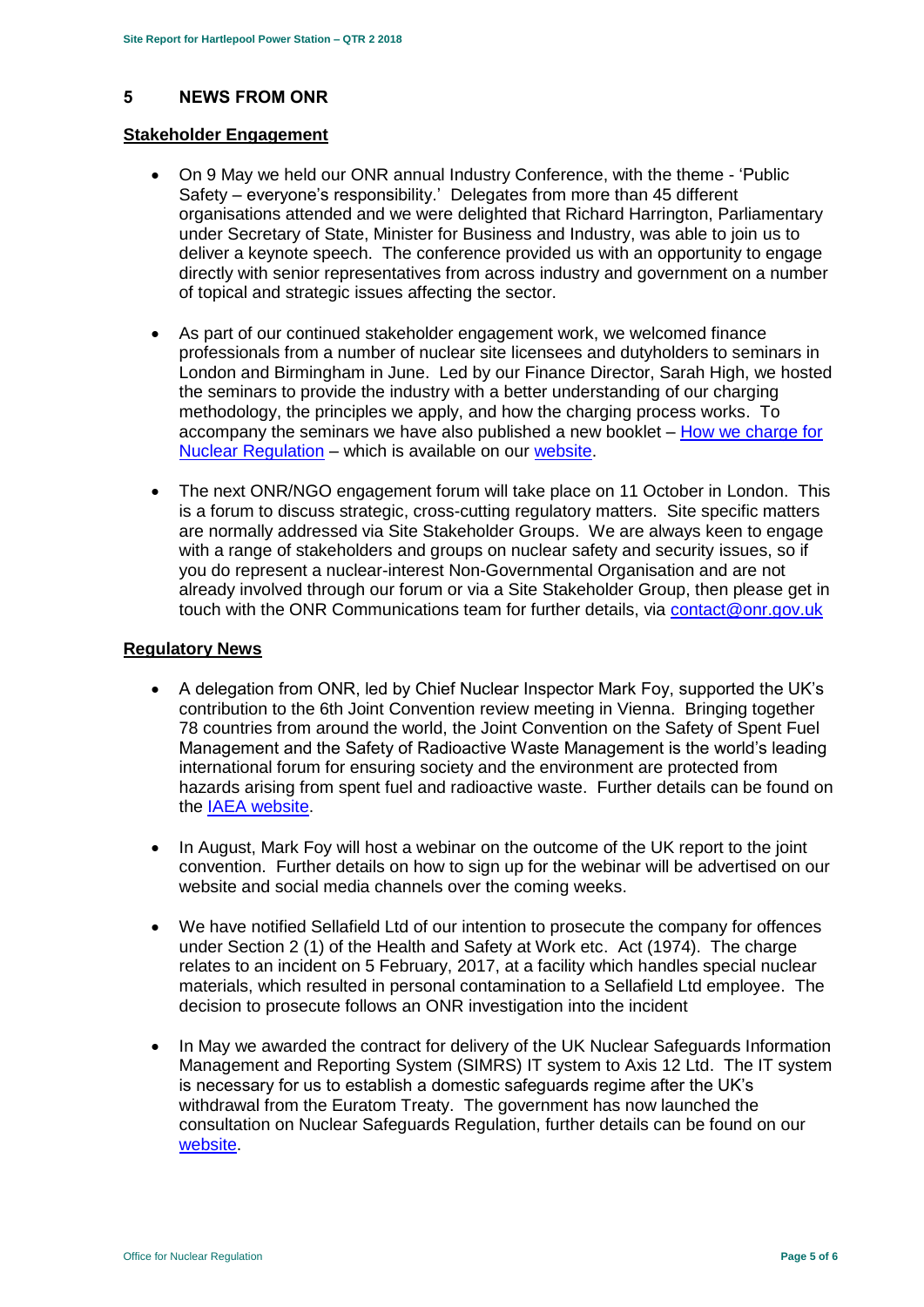## 5 NEWS FROM ONR

**Stakeholder Engagement**

- On 9 May we held our ONR annual Industry Conference, with the theme - 'Public Safety – everyone's responsibility.' Delegates from more than 45 different organisations attended and we were delighted that Richard Harrington, Parliamentary under Secretary of State, Minister for Business and Industry, was able to join us to deliver a keynote speech. The conference provided us with an opportunity to engage directly with senior representatives from across industry and government on a number of topical and strategic issues affecting the sector.

- As part of our continued stakeholder engagement work, we welcomed finance professionals from a number of nuclear site licensees and dutyholders to seminars in London and Birmingham in June. Led by our Finance Director, Sarah High, we hosted the seminars to provide the industry with a better understanding of our charging methodology, the principles we apply, and how the charging process works. To accompany the seminars we have also published a new booklet – How we charge for Nuclear Regulation – which is available on our website.

- The next ONR/NGO engagement forum will take place on 11 October in London. This is a forum to discuss strategic, cross-cutting regulatory matters. Site specific matters are normally addressed via Site Stakeholder Groups. We are always keen to engage with a range of stakeholders and groups on nuclear safety and security issues, so if you do represent a nuclear-interest Non-Governmental Organisation and are not already involved through our forum or via a Site Stakeholder Group, then please get in touch with the ONR Communications team for further details, via contact@onr.gov.uk

**Regulatory News**

- A delegation from ONR, led by Chief Nuclear Inspector Mark Foy, supported the UK's contribution to the 6th Joint Convention review meeting in Vienna. Bringing together 78 countries from around the world, the Joint Convention on the Safety of Spent Fuel Management and the Safety of Radioactive Waste Management is the world's leading international forum for ensuring society and the environment are protected from hazards arising from spent fuel and radioactive waste. Further details can be found on the IAEA website.

- In August, Mark Foy will host a webinar on the outcome of the UK report to the joint convention. Further details on how to sign up for the webinar will be advertised on our website and social media channels over the coming weeks.

- We have notified Sellafield Ltd of our intention to prosecute the company for offences under Section 2 (1) of the Health and Safety at Work etc. Act (1974). The charge relates to an incident on 5 February, 2017, at a facility which handles special nuclear materials, which resulted in personal contamination to a Sellafield Ltd employee. The decision to prosecute follows an ONR investigation into the incident

- In May we awarded the contract for delivery of the UK Nuclear Safeguards Information Management and Reporting System (SIMRS) IT system to Axis 12 Ltd. The IT system is necessary for us to establish a domestic safeguards regime after the UK's withdrawal from the Euratom Treaty. The government has now launched the consultation on Nuclear Safeguards Regulation, further details can be found on our website.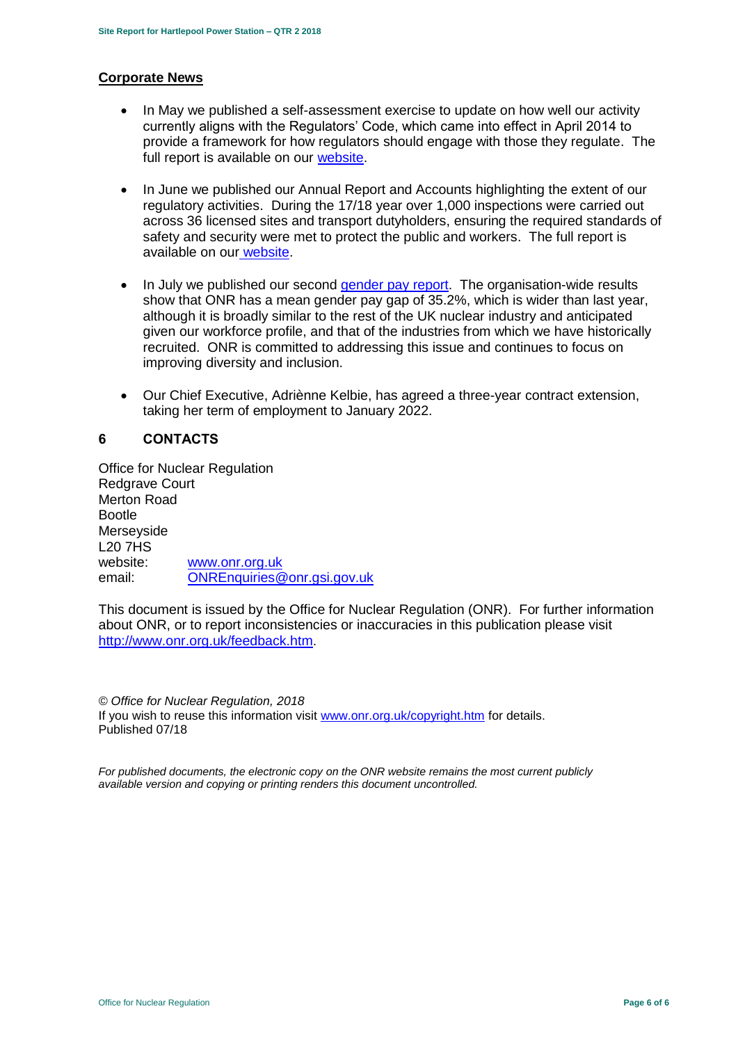## Corporate News

- In May we published a self-assessment exercise to update on how well our activity currently aligns with the Regulators' Code, which came into effect in April 2014 to provide a framework for how regulators should engage with those they regulate. The full report is available on our website.

- In June we published our Annual Report and Accounts highlighting the extent of our regulatory activities. During the 17/18 year over 1,000 inspections were carried out across 36 licensed sites and transport dutyholders, ensuring the required standards of safety and security were met to protect the public and workers. The full report is available on our website.

- In July we published our second gender pay report. The organisation-wide results show that ONR has a mean gender pay gap of 35.2%, which is wider than last year, although it is broadly similar to the rest of the UK nuclear industry and anticipated given our workforce profile, and that of the industries from which we have historically recruited. ONR is committed to addressing this issue and continues to focus on improving diversity and inclusion.

- Our Chief Executive, Adriènne Kelbie, has agreed a three-year contract extension, taking her term of employment to January 2022.

## 6 CONTACTS

Office for Nuclear Regulation
Redgrave Court
Merton Road
Bootle
Merseyside
L20 7HS
website: www.onr.org.uk
email: ONREnquiries@onr.gsi.gov.uk

This document is issued by the Office for Nuclear Regulation (ONR). For further information about ONR, or to report inconsistencies or inaccuracies in this publication please visit http://www.onr.org.uk/feedback.htm.

*© Office for Nuclear Regulation, 2018*
If you wish to reuse this information visit www.onr.org.uk/copyright.htm for details.
Published 07/18

*For published documents, the electronic copy on the ONR website remains the most current publicly available version and copying or printing renders this document uncontrolled.*